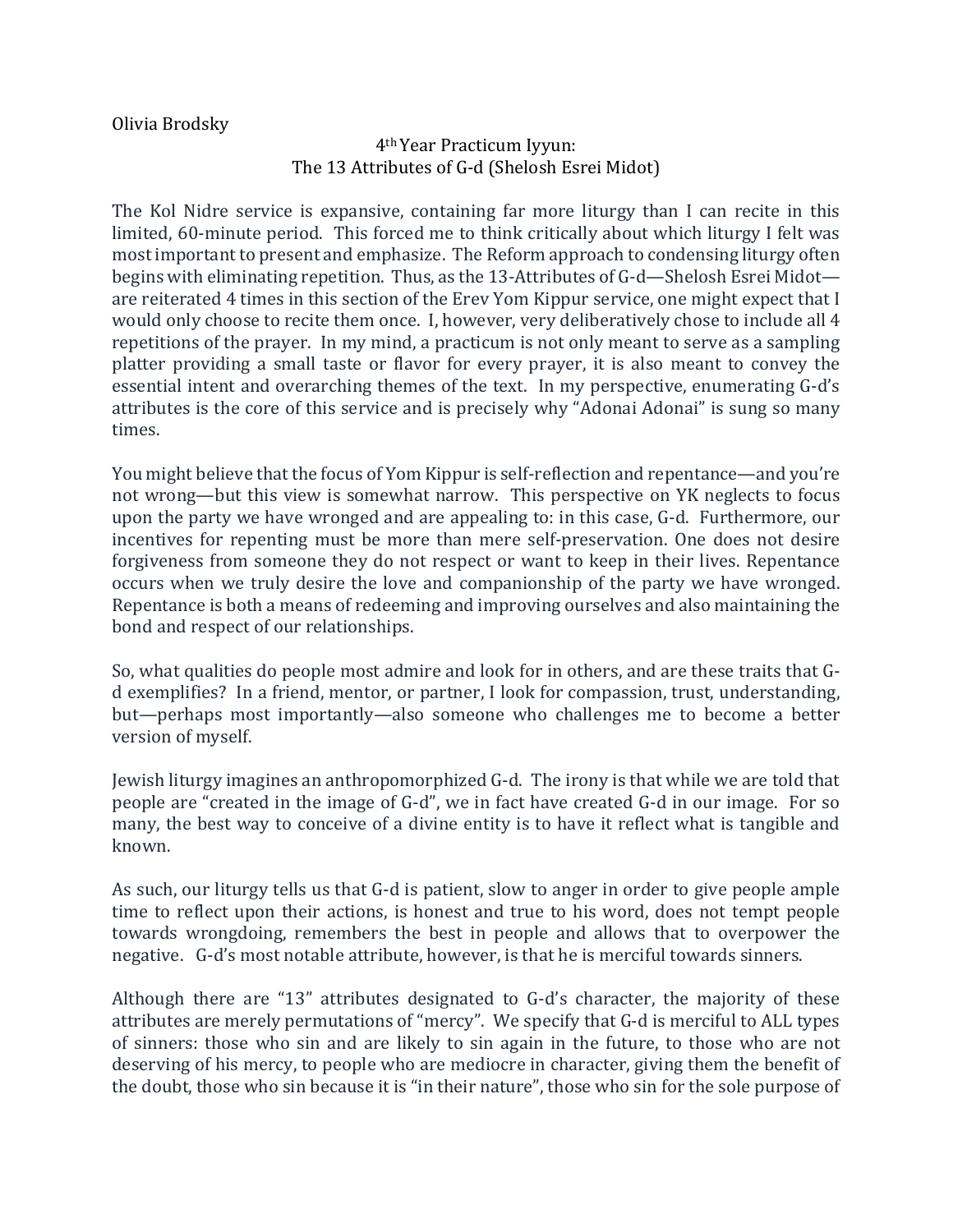Olivia Brodsky

# 4th Year Practicum Iyyun: The 13 Attributes of G-d (Shelosh Esrei Midot)

The Kol Nidre service is expansive, containing far more liturgy than I can recite in this limited, 60-minute period. This forced me to think critically about which liturgy I felt was most important to present and emphasize. The Reform approach to condensing liturgy often begins with eliminating repetition. Thus, as the 13-Attributes of G-d—Shelosh Esrei Midot—are reiterated 4 times in this section of the Erev Yom Kippur service, one might expect that I would only choose to recite them once. I, however, very deliberatively chose to include all 4 repetitions of the prayer. In my mind, a practicum is not only meant to serve as a sampling platter providing a small taste or flavor for every prayer, it is also meant to convey the essential intent and overarching themes of the text. In my perspective, enumerating G-d's attributes is the core of this service and is precisely why "Adonai Adonai" is sung so many times.

You might believe that the focus of Yom Kippur is self-reflection and repentance—and you're not wrong—but this view is somewhat narrow. This perspective on YK neglects to focus upon the party we have wronged and are appealing to: in this case, G-d. Furthermore, our incentives for repenting must be more than mere self-preservation. One does not desire forgiveness from someone they do not respect or want to keep in their lives. Repentance occurs when we truly desire the love and companionship of the party we have wronged. Repentance is both a means of redeeming and improving ourselves and also maintaining the bond and respect of our relationships.

So, what qualities do people most admire and look for in others, and are these traits that G-d exemplifies? In a friend, mentor, or partner, I look for compassion, trust, understanding, but—perhaps most importantly—also someone who challenges me to become a better version of myself.

Jewish liturgy imagines an anthropomorphized G-d. The irony is that while we are told that people are "created in the image of G-d", we in fact have created G-d in our image. For so many, the best way to conceive of a divine entity is to have it reflect what is tangible and known.

As such, our liturgy tells us that G-d is patient, slow to anger in order to give people ample time to reflect upon their actions, is honest and true to his word, does not tempt people towards wrongdoing, remembers the best in people and allows that to overpower the negative. G-d's most notable attribute, however, is that he is merciful towards sinners.

Although there are "13" attributes designated to G-d's character, the majority of these attributes are merely permutations of "mercy". We specify that G-d is merciful to ALL types of sinners: those who sin and are likely to sin again in the future, to those who are not deserving of his mercy, to people who are mediocre in character, giving them the benefit of the doubt, those who sin because it is "in their nature", those who sin for the sole purpose of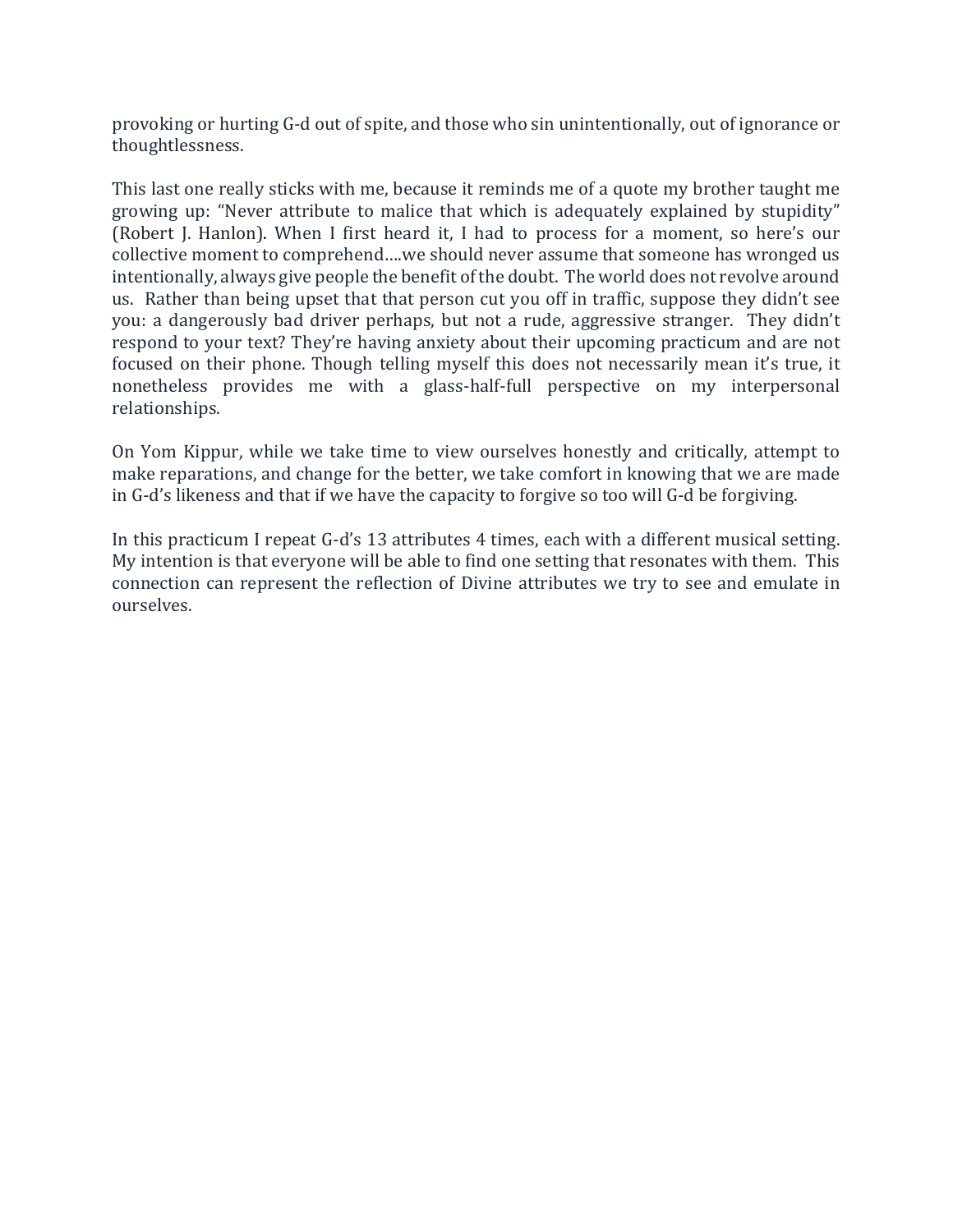provoking or hurting G-d out of spite, and those who sin unintentionally, out of ignorance or thoughtlessness.

This last one really sticks with me, because it reminds me of a quote my brother taught me growing up: "Never attribute to malice that which is adequately explained by stupidity" (Robert J. Hanlon). When I first heard it, I had to process for a moment, so here's our collective moment to comprehend….we should never assume that someone has wronged us intentionally, always give people the benefit of the doubt. The world does not revolve around us. Rather than being upset that that person cut you off in traffic, suppose they didn't see you: a dangerously bad driver perhaps, but not a rude, aggressive stranger. They didn't respond to your text? They're having anxiety about their upcoming practicum and are not focused on their phone. Though telling myself this does not necessarily mean it's true, it nonetheless provides me with a glass-half-full perspective on my interpersonal relationships.

On Yom Kippur, while we take time to view ourselves honestly and critically, attempt to make reparations, and change for the better, we take comfort in knowing that we are made in G-d's likeness and that if we have the capacity to forgive so too will G-d be forgiving.

In this practicum I repeat G-d's 13 attributes 4 times, each with a different musical setting. My intention is that everyone will be able to find one setting that resonates with them. This connection can represent the reflection of Divine attributes we try to see and emulate in ourselves.